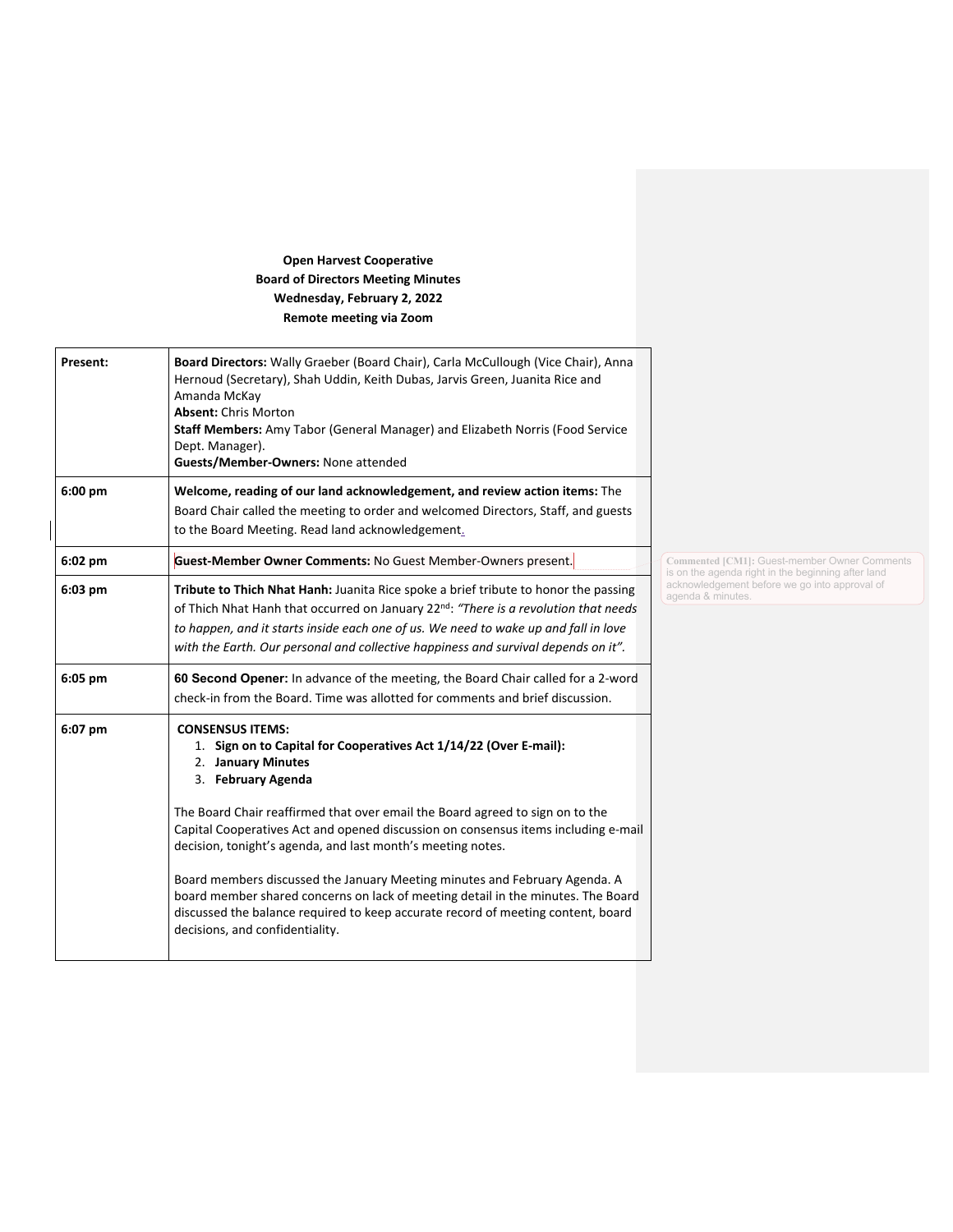**Open Harvest Cooperative**
**Board of Directors Meeting Minutes**
**Wednesday, February 2, 2022**
**Remote meeting via Zoom**

| | |
|---|---|
| **Present:** | **Board Directors:** Wally Graeber (Board Chair), Carla McCullough (Vice Chair), Anna Hernoud (Secretary), Shah Uddin, Keith Dubas, Jarvis Green, Juanita Rice and Amanda McKay<br>**Absent:** Chris Morton<br>**Staff Members:** Amy Tabor (General Manager) and Elizabeth Norris (Food Service Dept. Manager).<br>**Guests/Member-Owners:** None attended |
| **6:00 pm** | **Welcome, reading of our land acknowledgement, and review action items:** The Board Chair called the meeting to order and welcomed Directors, Staff, and guests to the Board Meeting. Read land acknowledgement. |
| **6:02 pm** | **Guest-Member Owner Comments:** No Guest Member-Owners present. |
| **6:03 pm** | **Tribute to Thich Nhat Hanh:** Juanita Rice spoke a brief tribute to honor the passing of Thich Nhat Hanh that occurred on January 22nd: *"There is a revolution that needs to happen, and it starts inside each one of us. We need to wake up and fall in love with the Earth. Our personal and collective happiness and survival depends on it".* |
| **6:05 pm** | **60 Second Opener:** In advance of the meeting, the Board Chair called for a 2-word check-in from the Board. Time was allotted for comments and brief discussion. |
| **6:07 pm** | **CONSENSUS ITEMS:**<br>1. **Sign on to Capital for Cooperatives Act 1/14/22 (Over E-mail):**<br>2. **January Minutes**<br>3. **February Agenda**<br><br>The Board Chair reaffirmed that over email the Board agreed to sign on to the Capital Cooperatives Act and opened discussion on consensus items including e-mail decision, tonight's agenda, and last month's meeting notes.<br><br>Board members discussed the January Meeting minutes and February Agenda. A board member shared concerns on lack of meeting detail in the minutes. The Board discussed the balance required to keep accurate record of meeting content, board decisions, and confidentiality. |

**Commented [CM1]:** Guest-member Owner Comments is on the agenda right in the beginning after land acknowledgement before we go into approval of agenda & minutes.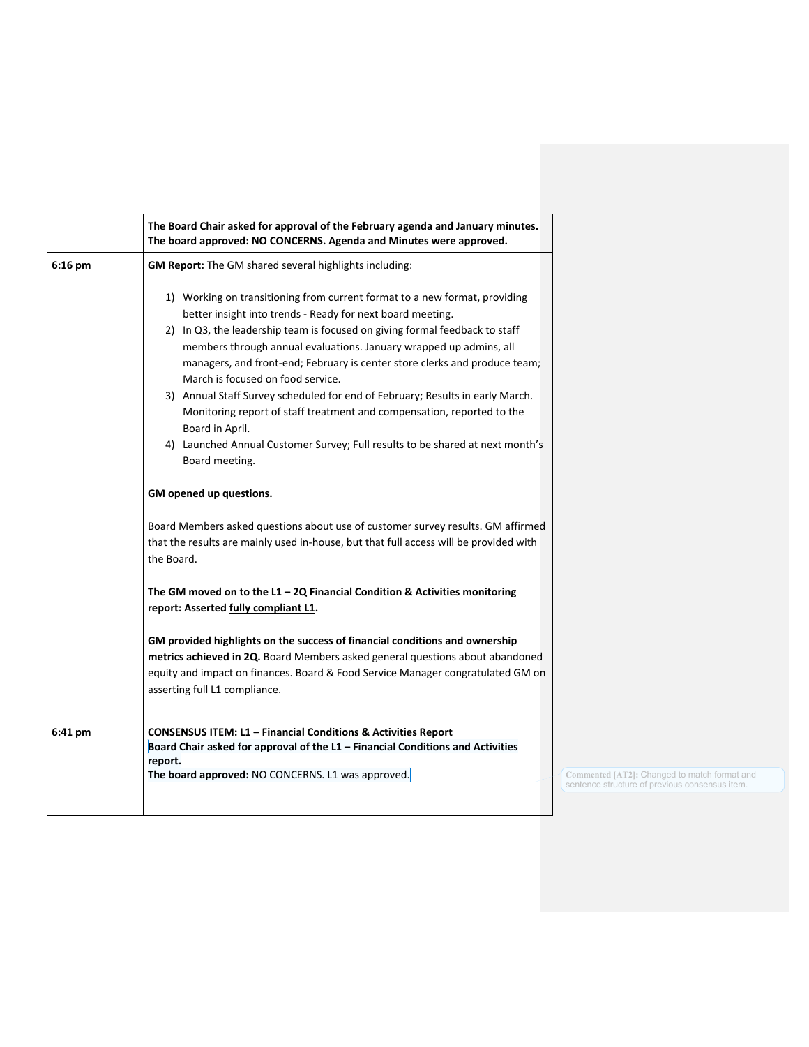| | |
|---|---|
| | **The Board Chair asked for approval of the February agenda and January minutes. The board approved: NO CONCERNS. Agenda and Minutes were approved.** |
| 6:16 pm | **GM Report:** The GM shared several highlights including:<br><br>1) Working on transitioning from current format to a new format, providing better insight into trends - Ready for next board meeting.<br>2) In Q3, the leadership team is focused on giving formal feedback to staff members through annual evaluations. January wrapped up admins, all managers, and front-end; February is center store clerks and produce team; March is focused on food service.<br>3) Annual Staff Survey scheduled for end of February; Results in early March. Monitoring report of staff treatment and compensation, reported to the Board in April.<br>4) Launched Annual Customer Survey; Full results to be shared at next month's Board meeting.<br><br>**GM opened up questions.**<br><br>Board Members asked questions about use of customer survey results. GM affirmed that the results are mainly used in-house, but that full access will be provided with the Board.<br><br>**The GM moved on to the L1 – 2Q Financial Condition & Activities monitoring report: Asserted <u>fully compliant L1</u>.**<br><br>**GM provided highlights on the success of financial conditions and ownership metrics achieved in 2Q.** Board Members asked general questions about abandoned equity and impact on finances. Board & Food Service Manager congratulated GM on asserting full L1 compliance. |
| 6:41 pm | **CONSENSUS ITEM: L1 – Financial Conditions & Activities Report**<br>**Board Chair asked for approval of the L1 – Financial Conditions and Activities report.**<br>**The board approved:** NO CONCERNS. L1 was approved. |

Commented [AT2]: Changed to match format and sentence structure of previous consensus item.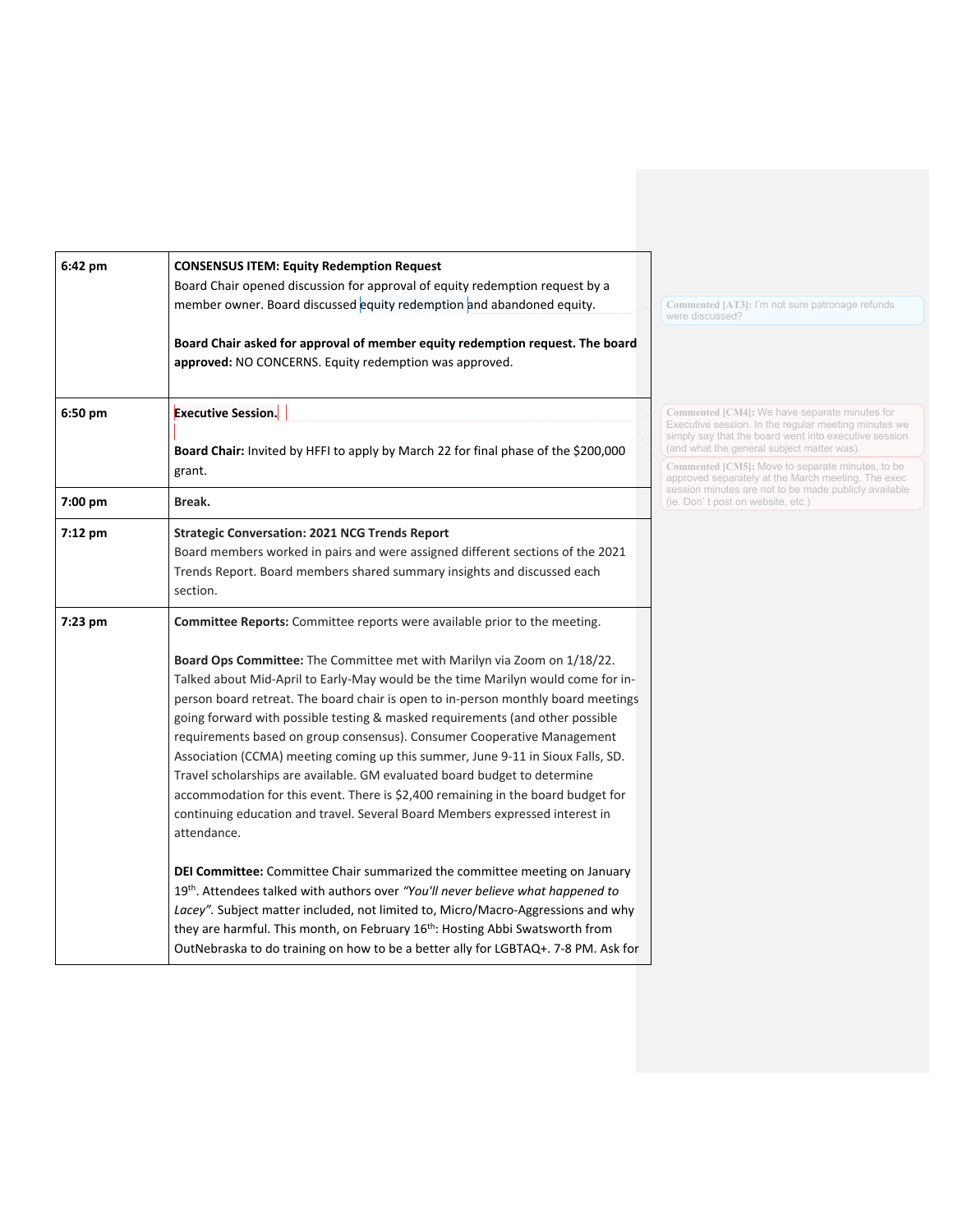| 6:42 pm | **CONSENSUS ITEM: Equity Redemption Request**<br>Board Chair opened discussion for approval of equity redemption request by a member owner. Board discussed equity redemption and abandoned equity.<br><br>**Board Chair asked for approval of member equity redemption request. The board approved:** NO CONCERNS. Equity redemption was approved. |
|---|---|
| 6:50 pm | **Executive Session.**<br><br>**Board Chair:** Invited by HFFI to apply by March 22 for final phase of the $200,000 grant. |
| 7:00 pm | **Break.** |
| 7:12 pm | **Strategic Conversation: 2021 NCG Trends Report**<br>Board members worked in pairs and were assigned different sections of the 2021 Trends Report. Board members shared summary insights and discussed each section. |
| 7:23 pm | **Committee Reports:** Committee reports were available prior to the meeting.<br><br>**Board Ops Committee:** The Committee met with Marilyn via Zoom on 1/18/22. Talked about Mid-April to Early-May would be the time Marilyn would come for in-person board retreat. The board chair is open to in-person monthly board meetings going forward with possible testing & masked requirements (and other possible requirements based on group consensus). Consumer Cooperative Management Association (CCMA) meeting coming up this summer, June 9-11 in Sioux Falls, SD. Travel scholarships are available. GM evaluated board budget to determine accommodation for this event. There is $2,400 remaining in the board budget for continuing education and travel. Several Board Members expressed interest in attendance.<br><br>**DEI Committee:** Committee Chair summarized the committee meeting on January 19th. Attendees talked with authors over *"You'll never believe what happened to Lacey".* Subject matter included, not limited to, Micro/Macro-Aggressions and why they are harmful. This month, on February 16th: Hosting Abbi Swatsworth from OutNebraska to do training on how to be a better ally for LGBTAQ+. 7-8 PM. Ask for |

Commented [AT3]: I'm not sure patronage refunds were discussed?

Commented [CM4]: We have separate minutes for Executive session. In the regular meeting minutes we simply say that the board went into executive session (and what the general subject matter was).

Commented [CM5]: Move to separate minutes, to be approved separately at the March meeting. The exec session minutes are not to be made publicly available (ie. Don't post on website, etc.)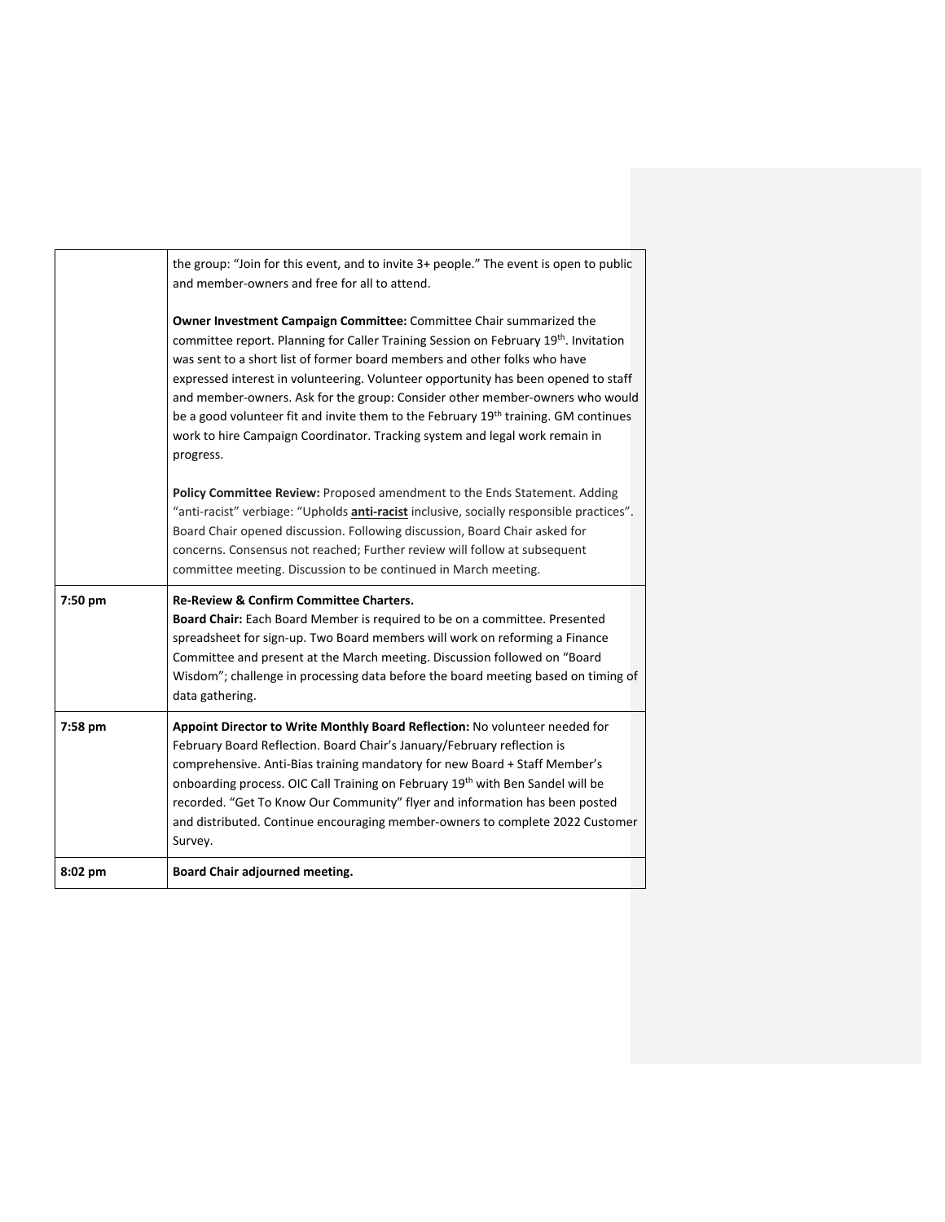| | |
|---|---|
| | the group: "Join for this event, and to invite 3+ people." The event is open to public and member-owners and free for all to attend.<br><br>**Owner Investment Campaign Committee:** Committee Chair summarized the committee report. Planning for Caller Training Session on February 19th. Invitation was sent to a short list of former board members and other folks who have expressed interest in volunteering. Volunteer opportunity has been opened to staff and member-owners. Ask for the group: Consider other member-owners who would be a good volunteer fit and invite them to the February 19th training. GM continues work to hire Campaign Coordinator. Tracking system and legal work remain in progress.<br><br>**Policy Committee Review:** Proposed amendment to the Ends Statement. Adding "anti-racist" verbiage: "Upholds **<u>anti-racist</u>** inclusive, socially responsible practices". Board Chair opened discussion. Following discussion, Board Chair asked for concerns. Consensus not reached; Further review will follow at subsequent committee meeting. Discussion to be continued in March meeting. |
| **7:50 pm** | **Re-Review & Confirm Committee Charters.**<br>**Board Chair:** Each Board Member is required to be on a committee. Presented spreadsheet for sign-up. Two Board members will work on reforming a Finance Committee and present at the March meeting. Discussion followed on "Board Wisdom"; challenge in processing data before the board meeting based on timing of data gathering. |
| **7:58 pm** | **Appoint Director to Write Monthly Board Reflection:** No volunteer needed for February Board Reflection. Board Chair's January/February reflection is comprehensive. Anti-Bias training mandatory for new Board + Staff Member's onboarding process. OIC Call Training on February 19th with Ben Sandel will be recorded. "Get To Know Our Community" flyer and information has been posted and distributed. Continue encouraging member-owners to complete 2022 Customer Survey. |
| **8:02 pm** | **Board Chair adjourned meeting.** |